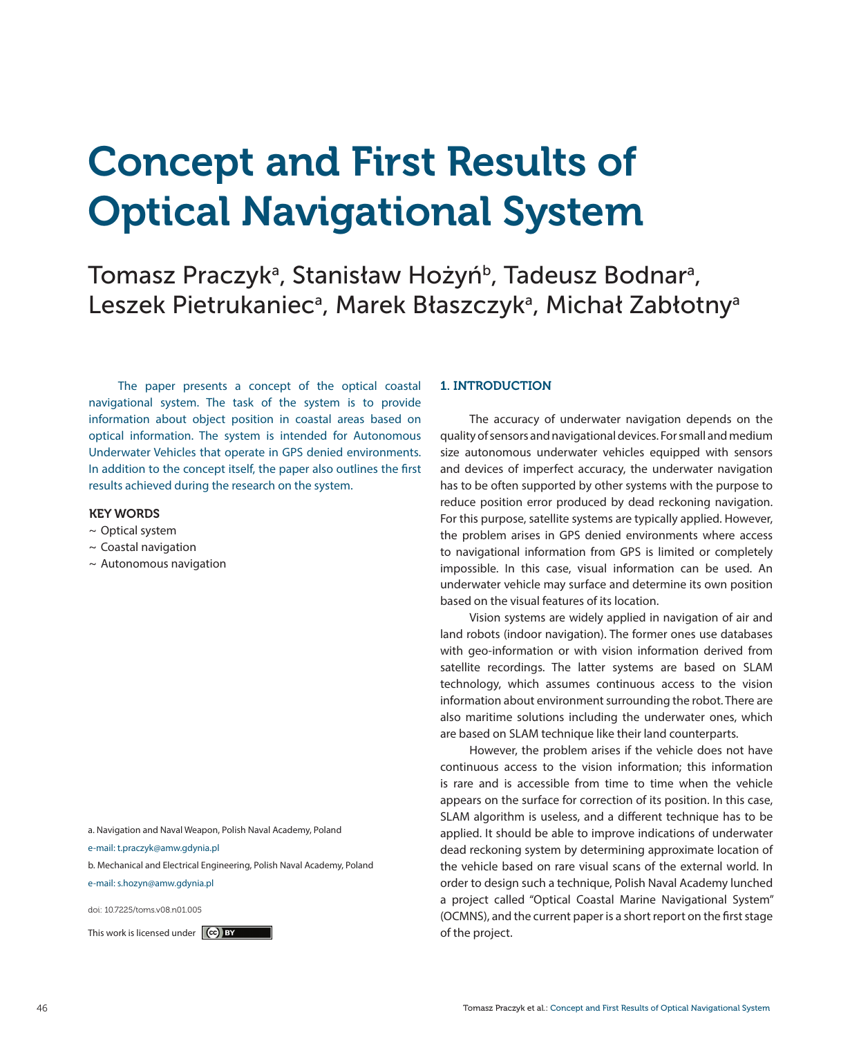# Concept and First Results of Optical Navigational System

Tomasz Praczyk[a], Stanisław Hożyń[b], Tadeusz Bodnar[a], Leszek Pietrukaniec[a], Marek Błaszczyk[a], Michał Zabłotny[a]

The paper presents a concept of the optical coastal navigational system. The task of the system is to provide information about object position in coastal areas based on optical information. The system is intended for Autonomous Underwater Vehicles that operate in GPS denied environments. In addition to the concept itself, the paper also outlines the first results achieved during the research on the system.

**KEY WORDS**

~ Optical system
~ Coastal navigation
~ Autonomous navigation

a. Navigation and Naval Weapon, Polish Naval Academy, Poland
e-mail: t.praczyk@amw.gdynia.pl
b. Mechanical and Electrical Engineering, Polish Naval Academy, Poland
e-mail: s.hozyn@amw.gdynia.pl

doi: 10.7225/toms.v08.n01.005

This work is licensed under CC BY

## 1. INTRODUCTION

The accuracy of underwater navigation depends on the quality of sensors and navigational devices. For small and medium size autonomous underwater vehicles equipped with sensors and devices of imperfect accuracy, the underwater navigation has to be often supported by other systems with the purpose to reduce position error produced by dead reckoning navigation. For this purpose, satellite systems are typically applied. However, the problem arises in GPS denied environments where access to navigational information from GPS is limited or completely impossible. In this case, visual information can be used. An underwater vehicle may surface and determine its own position based on the visual features of its location.

Vision systems are widely applied in navigation of air and land robots (indoor navigation). The former ones use databases with geo-information or with vision information derived from satellite recordings. The latter systems are based on SLAM technology, which assumes continuous access to the vision information about environment surrounding the robot. There are also maritime solutions including the underwater ones, which are based on SLAM technique like their land counterparts.

However, the problem arises if the vehicle does not have continuous access to the vision information; this information is rare and is accessible from time to time when the vehicle appears on the surface for correction of its position. In this case, SLAM algorithm is useless, and a different technique has to be applied. It should be able to improve indications of underwater dead reckoning system by determining approximate location of the vehicle based on rare visual scans of the external world. In order to design such a technique, Polish Naval Academy lunched a project called "Optical Coastal Marine Navigational System" (OCMNS), and the current paper is a short report on the first stage of the project.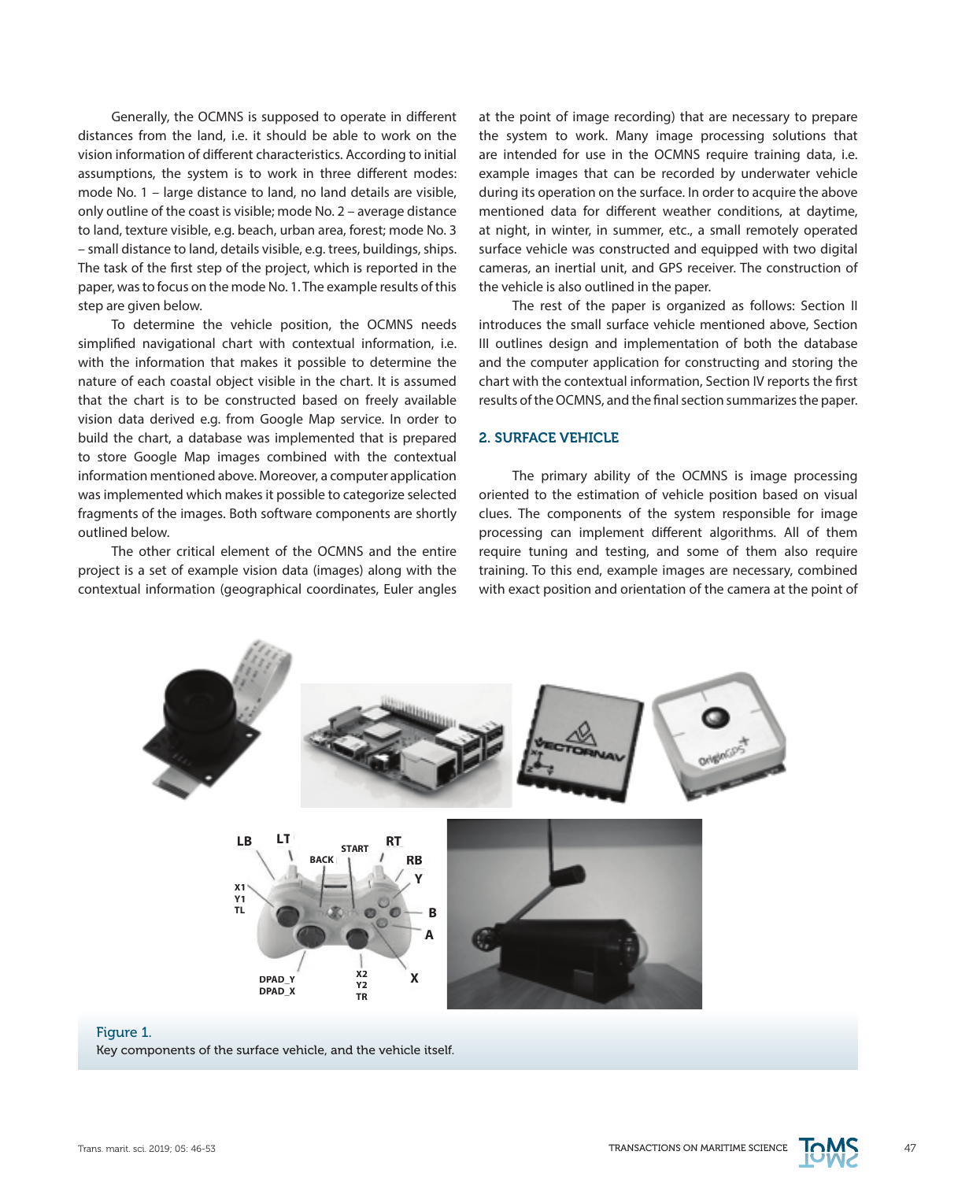Generally, the OCMNS is supposed to operate in different distances from the land, i.e. it should be able to work on the vision information of different characteristics. According to initial assumptions, the system is to work in three different modes: mode No. 1 – large distance to land, no land details are visible, only outline of the coast is visible; mode No. 2 – average distance to land, texture visible, e.g. beach, urban area, forest; mode No. 3 – small distance to land, details visible, e.g. trees, buildings, ships. The task of the first step of the project, which is reported in the paper, was to focus on the mode No. 1. The example results of this step are given below.

To determine the vehicle position, the OCMNS needs simplified navigational chart with contextual information, i.e. with the information that makes it possible to determine the nature of each coastal object visible in the chart. It is assumed that the chart is to be constructed based on freely available vision data derived e.g. from Google Map service. In order to build the chart, a database was implemented that is prepared to store Google Map images combined with the contextual information mentioned above. Moreover, a computer application was implemented which makes it possible to categorize selected fragments of the images. Both software components are shortly outlined below.

The other critical element of the OCMNS and the entire project is a set of example vision data (images) along with the contextual information (geographical coordinates, Euler angles at the point of image recording) that are necessary to prepare the system to work. Many image processing solutions that are intended for use in the OCMNS require training data, i.e. example images that can be recorded by underwater vehicle during its operation on the surface. In order to acquire the above mentioned data for different weather conditions, at daytime, at night, in winter, in summer, etc., a small remotely operated surface vehicle was constructed and equipped with two digital cameras, an inertial unit, and GPS receiver. The construction of the vehicle is also outlined in the paper.

The rest of the paper is organized as follows: Section II introduces the small surface vehicle mentioned above, Section III outlines design and implementation of both the database and the computer application for constructing and storing the chart with the contextual information, Section IV reports the first results of the OCMNS, and the final section summarizes the paper.

## 2. SURFACE VEHICLE

The primary ability of the OCMNS is image processing oriented to the estimation of vehicle position based on visual clues. The components of the system responsible for image processing can implement different algorithms. All of them require tuning and testing, and some of them also require training. To this end, example images are necessary, combined with exact position and orientation of the camera at the point of

Figure 1.
Key components of the surface vehicle, and the vehicle itself.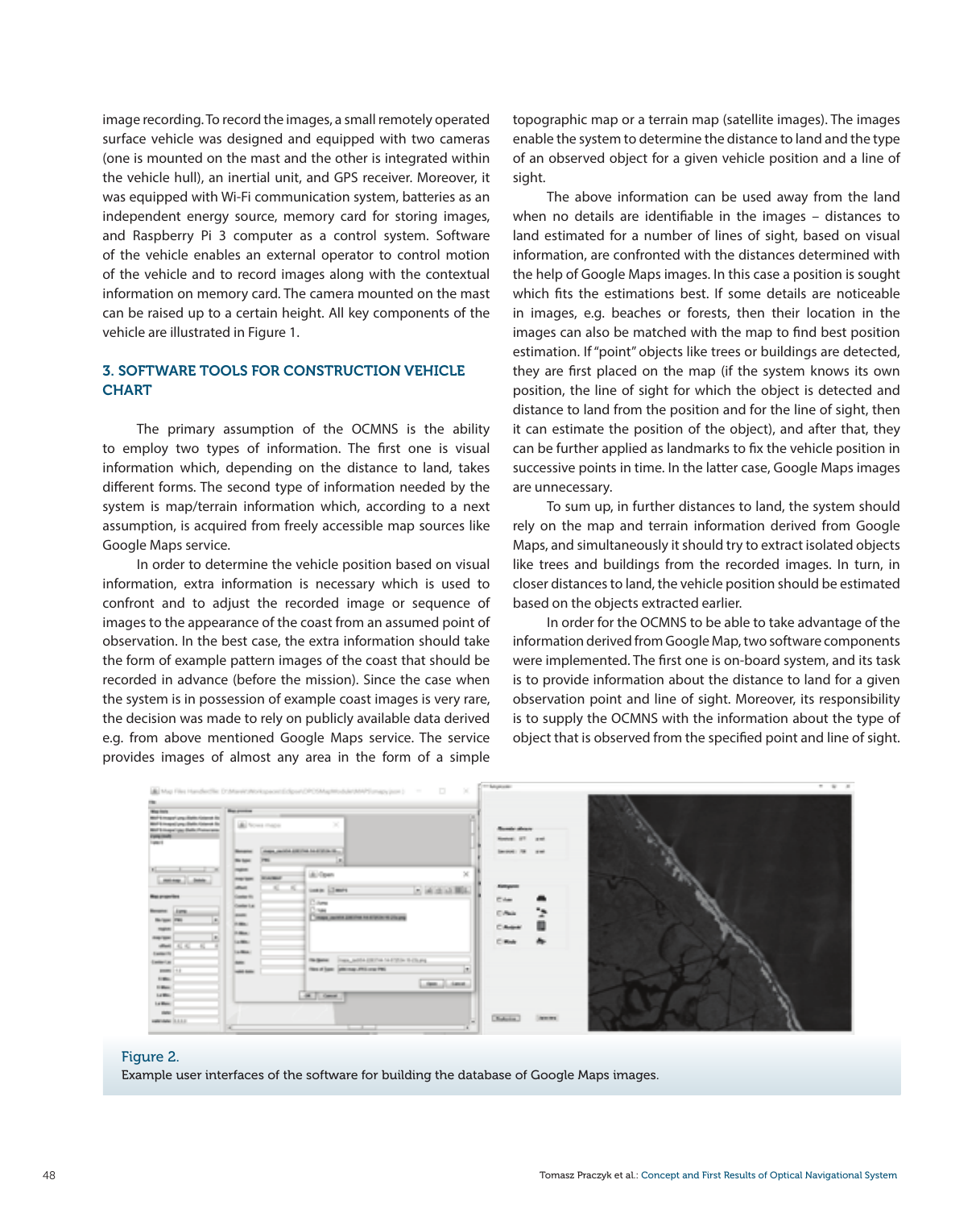image recording. To record the images, a small remotely operated surface vehicle was designed and equipped with two cameras (one is mounted on the mast and the other is integrated within the vehicle hull), an inertial unit, and GPS receiver. Moreover, it was equipped with Wi-Fi communication system, batteries as an independent energy source, memory card for storing images, and Raspberry Pi 3 computer as a control system. Software of the vehicle enables an external operator to control motion of the vehicle and to record images along with the contextual information on memory card. The camera mounted on the mast can be raised up to a certain height. All key components of the vehicle are illustrated in Figure 1.

## 3. SOFTWARE TOOLS FOR CONSTRUCTION VEHICLE CHART

The primary assumption of the OCMNS is the ability to employ two types of information. The first one is visual information which, depending on the distance to land, takes different forms. The second type of information needed by the system is map/terrain information which, according to a next assumption, is acquired from freely accessible map sources like Google Maps service.

In order to determine the vehicle position based on visual information, extra information is necessary which is used to confront and to adjust the recorded image or sequence of images to the appearance of the coast from an assumed point of observation. In the best case, the extra information should take the form of example pattern images of the coast that should be recorded in advance (before the mission). Since the case when the system is in possession of example coast images is very rare, the decision was made to rely on publicly available data derived e.g. from above mentioned Google Maps service. The service provides images of almost any area in the form of a simple topographic map or a terrain map (satellite images). The images enable the system to determine the distance to land and the type of an observed object for a given vehicle position and a line of sight.

The above information can be used away from the land when no details are identifiable in the images – distances to land estimated for a number of lines of sight, based on visual information, are confronted with the distances determined with the help of Google Maps images. In this case a position is sought which fits the estimations best. If some details are noticeable in images, e.g. beaches or forests, then their location in the images can also be matched with the map to find best position estimation. If "point" objects like trees or buildings are detected, they are first placed on the map (if the system knows its own position, the line of sight for which the object is detected and distance to land from the position and for the line of sight, then it can estimate the position of the object), and after that, they can be further applied as landmarks to fix the vehicle position in successive points in time. In the latter case, Google Maps images are unnecessary.

To sum up, in further distances to land, the system should rely on the map and terrain information derived from Google Maps, and simultaneously it should try to extract isolated objects like trees and buildings from the recorded images. In turn, in closer distances to land, the vehicle position should be estimated based on the objects extracted earlier.

In order for the OCMNS to be able to take advantage of the information derived from Google Map, two software components were implemented. The first one is on-board system, and its task is to provide information about the distance to land for a given observation point and line of sight. Moreover, its responsibility is to supply the OCMNS with the information about the type of object that is observed from the specified point and line of sight.

Figure 2.
Example user interfaces of the software for building the database of Google Maps images.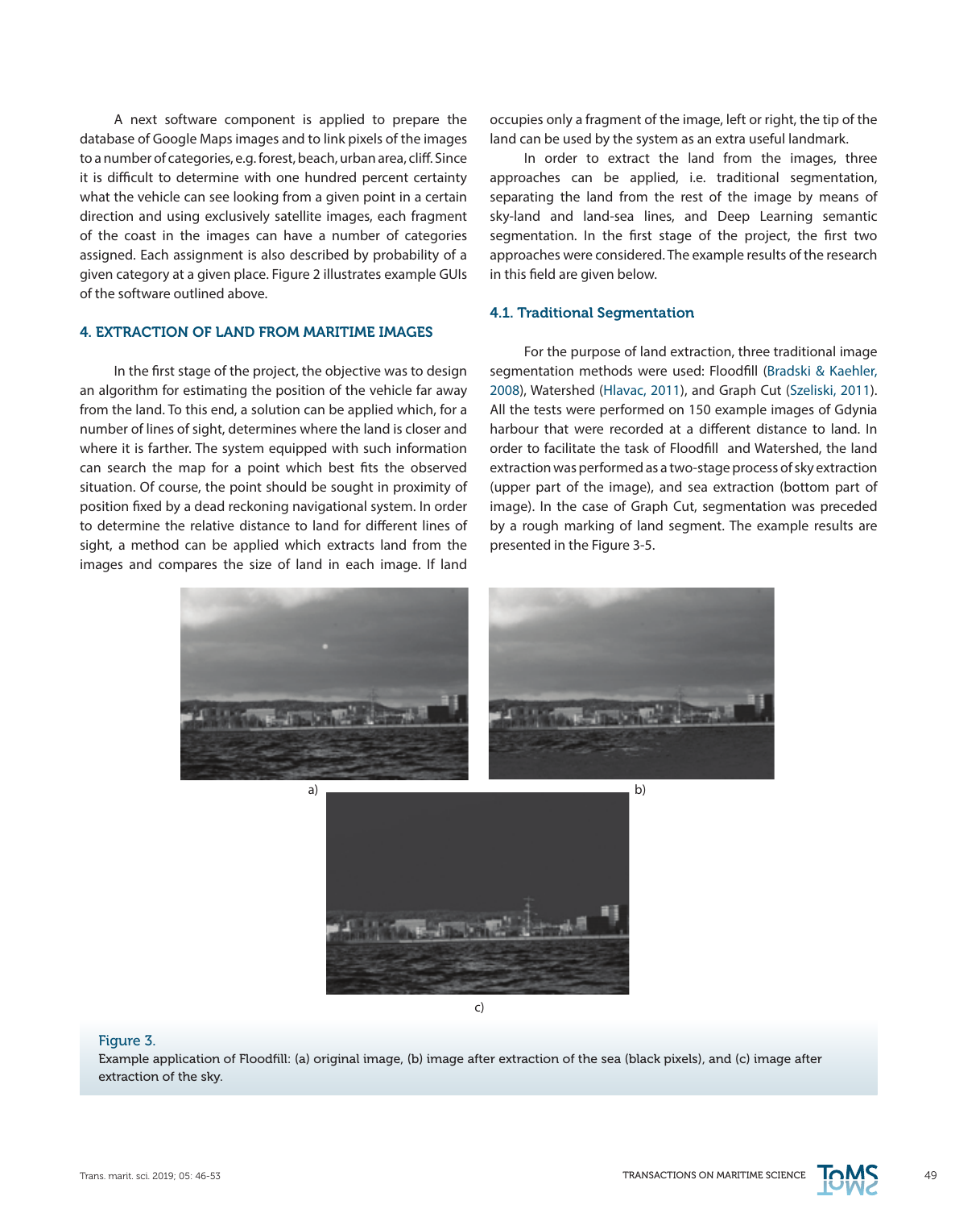A next software component is applied to prepare the database of Google Maps images and to link pixels of the images to a number of categories, e.g. forest, beach, urban area, cliff. Since it is difficult to determine with one hundred percent certainty what the vehicle can see looking from a given point in a certain direction and using exclusively satellite images, each fragment of the coast in the images can have a number of categories assigned. Each assignment is also described by probability of a given category at a given place. Figure 2 illustrates example GUIs of the software outlined above.

## 4. EXTRACTION OF LAND FROM MARITIME IMAGES

In the first stage of the project, the objective was to design an algorithm for estimating the position of the vehicle far away from the land. To this end, a solution can be applied which, for a number of lines of sight, determines where the land is closer and where it is farther. The system equipped with such information can search the map for a point which best fits the observed situation. Of course, the point should be sought in proximity of position fixed by a dead reckoning navigational system. In order to determine the relative distance to land for different lines of sight, a method can be applied which extracts land from the images and compares the size of land in each image. If land occupies only a fragment of the image, left or right, the tip of the land can be used by the system as an extra useful landmark.

In order to extract the land from the images, three approaches can be applied, i.e. traditional segmentation, separating the land from the rest of the image by means of sky-land and land-sea lines, and Deep Learning semantic segmentation. In the first stage of the project, the first two approaches were considered. The example results of the research in this field are given below.

### 4.1. Traditional Segmentation

For the purpose of land extraction, three traditional image segmentation methods were used: Floodfill (Bradski & Kaehler, 2008), Watershed (Hlavac, 2011), and Graph Cut (Szeliski, 2011). All the tests were performed on 150 example images of Gdynia harbour that were recorded at a different distance to land. In order to facilitate the task of Floodfill and Watershed, the land extraction was performed as a two-stage process of sky extraction (upper part of the image), and sea extraction (bottom part of image). In the case of Graph Cut, segmentation was preceded by a rough marking of land segment. The example results are presented in the Figure 3-5.

a)

b)

c)

Figure 3.
Example application of Floodfill: (a) original image, (b) image after extraction of the sea (black pixels), and (c) image after extraction of the sky.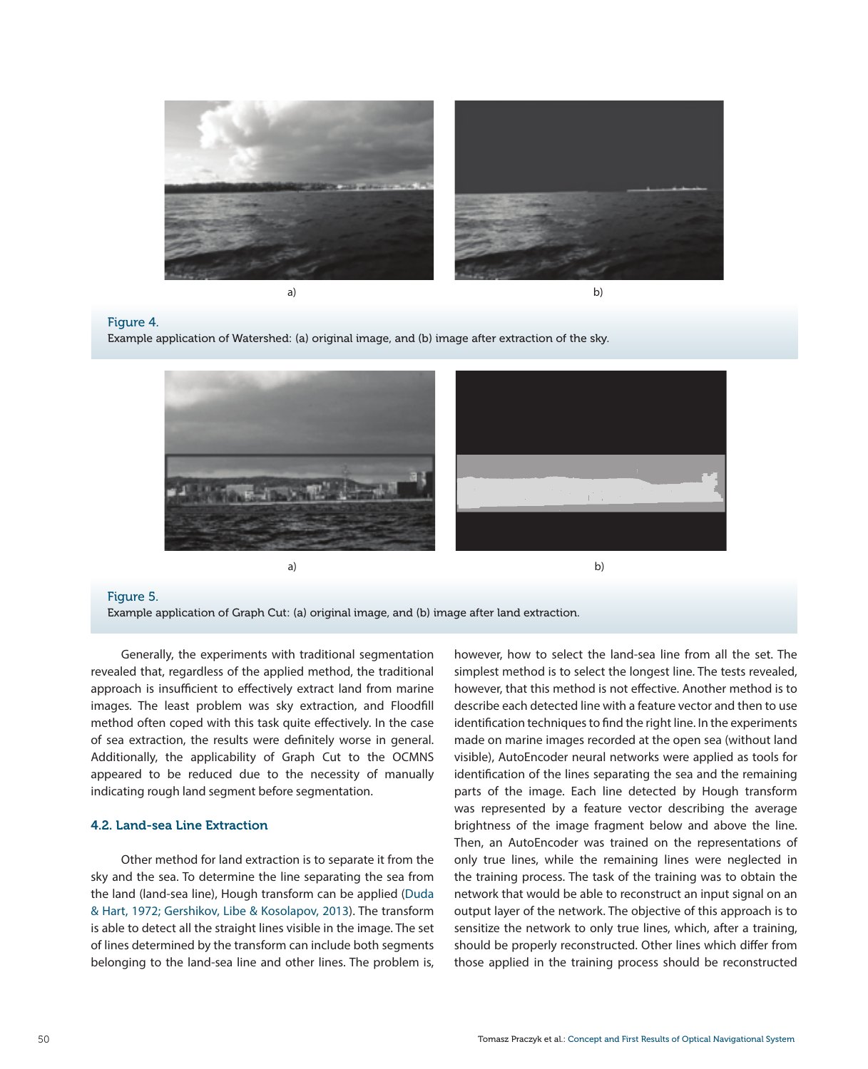a) b)

Figure 4.
Example application of Watershed: (a) original image, and (b) image after extraction of the sky.

a) b)

Figure 5.
Example application of Graph Cut: (a) original image, and (b) image after land extraction.

Generally, the experiments with traditional segmentation revealed that, regardless of the applied method, the traditional approach is insufficient to effectively extract land from marine images. The least problem was sky extraction, and Floodfill method often coped with this task quite effectively. In the case of sea extraction, the results were definitely worse in general. Additionally, the applicability of Graph Cut to the OCMNS appeared to be reduced due to the necessity of manually indicating rough land segment before segmentation.

### 4.2. Land-sea Line Extraction

Other method for land extraction is to separate it from the sky and the sea. To determine the line separating the sea from the land (land-sea line), Hough transform can be applied (Duda & Hart, 1972; Gershikov, Libe & Kosolapov, 2013). The transform is able to detect all the straight lines visible in the image. The set of lines determined by the transform can include both segments belonging to the land-sea line and other lines. The problem is, however, how to select the land-sea line from all the set. The simplest method is to select the longest line. The tests revealed, however, that this method is not effective. Another method is to describe each detected line with a feature vector and then to use identification techniques to find the right line. In the experiments made on marine images recorded at the open sea (without land visible), AutoEncoder neural networks were applied as tools for identification of the lines separating the sea and the remaining parts of the image. Each line detected by Hough transform was represented by a feature vector describing the average brightness of the image fragment below and above the line. Then, an AutoEncoder was trained on the representations of only true lines, while the remaining lines were neglected in the training process. The task of the training was to obtain the network that would be able to reconstruct an input signal on an output layer of the network. The objective of this approach is to sensitize the network to only true lines, which, after a training, should be properly reconstructed. Other lines which differ from those applied in the training process should be reconstructed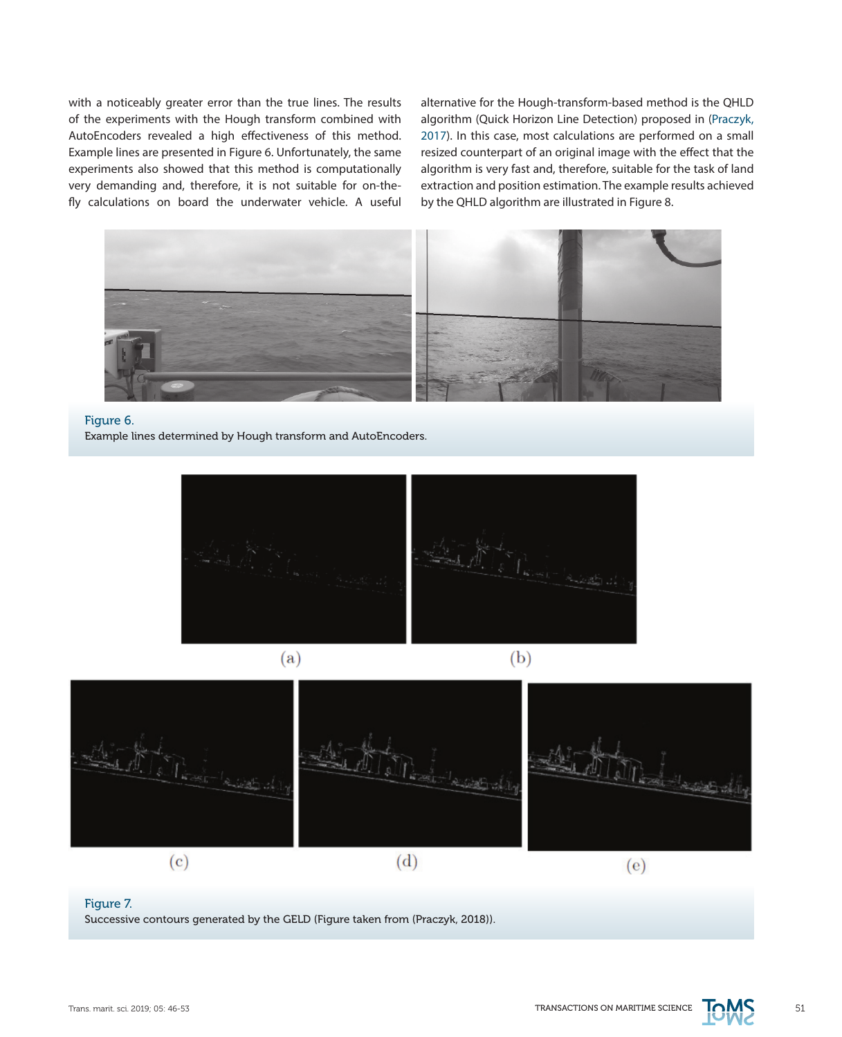with a noticeably greater error than the true lines. The results of the experiments with the Hough transform combined with AutoEncoders revealed a high effectiveness of this method. Example lines are presented in Figure 6. Unfortunately, the same experiments also showed that this method is computationally very demanding and, therefore, it is not suitable for on-the-fly calculations on board the underwater vehicle. A useful alternative for the Hough-transform-based method is the QHLD algorithm (Quick Horizon Line Detection) proposed in (Praczyk, 2017). In this case, most calculations are performed on a small resized counterpart of an original image with the effect that the algorithm is very fast and, therefore, suitable for the task of land extraction and position estimation. The example results achieved by the QHLD algorithm are illustrated in Figure 8.

Figure 6.
Example lines determined by Hough transform and AutoEncoders.

(a) (b)

(c) (d) (e)

Figure 7.
Successive contours generated by the GELD (Figure taken from (Praczyk, 2018)).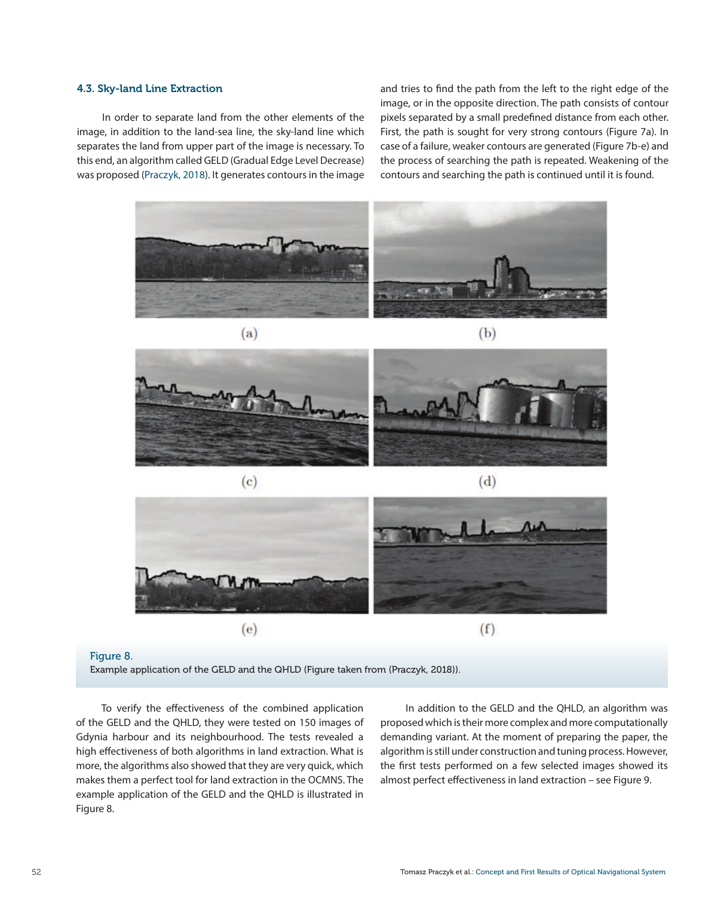### 4.3. Sky-land Line Extraction

In order to separate land from the other elements of the image, in addition to the land-sea line, the sky-land line which separates the land from upper part of the image is necessary. To this end, an algorithm called GELD (Gradual Edge Level Decrease) was proposed (Praczyk, 2018). It generates contours in the image and tries to find the path from the left to the right edge of the image, or in the opposite direction. The path consists of contour pixels separated by a small predefined distance from each other. First, the path is sought for very strong contours (Figure 7a). In case of a failure, weaker contours are generated (Figure 7b-e) and the process of searching the path is repeated. Weakening of the contours and searching the path is continued until it is found.

(a) (b) (c) (d) (e) (f)

Figure 8.
Example application of the GELD and the QHLD (Figure taken from (Praczyk, 2018)).

To verify the effectiveness of the combined application of the GELD and the QHLD, they were tested on 150 images of Gdynia harbour and its neighbourhood. The tests revealed a high effectiveness of both algorithms in land extraction. What is more, the algorithms also showed that they are very quick, which makes them a perfect tool for land extraction in the OCMNS. The example application of the GELD and the QHLD is illustrated in Figure 8.

In addition to the GELD and the QHLD, an algorithm was proposed which is their more complex and more computationally demanding variant. At the moment of preparing the paper, the algorithm is still under construction and tuning process. However, the first tests performed on a few selected images showed its almost perfect effectiveness in land extraction – see Figure 9.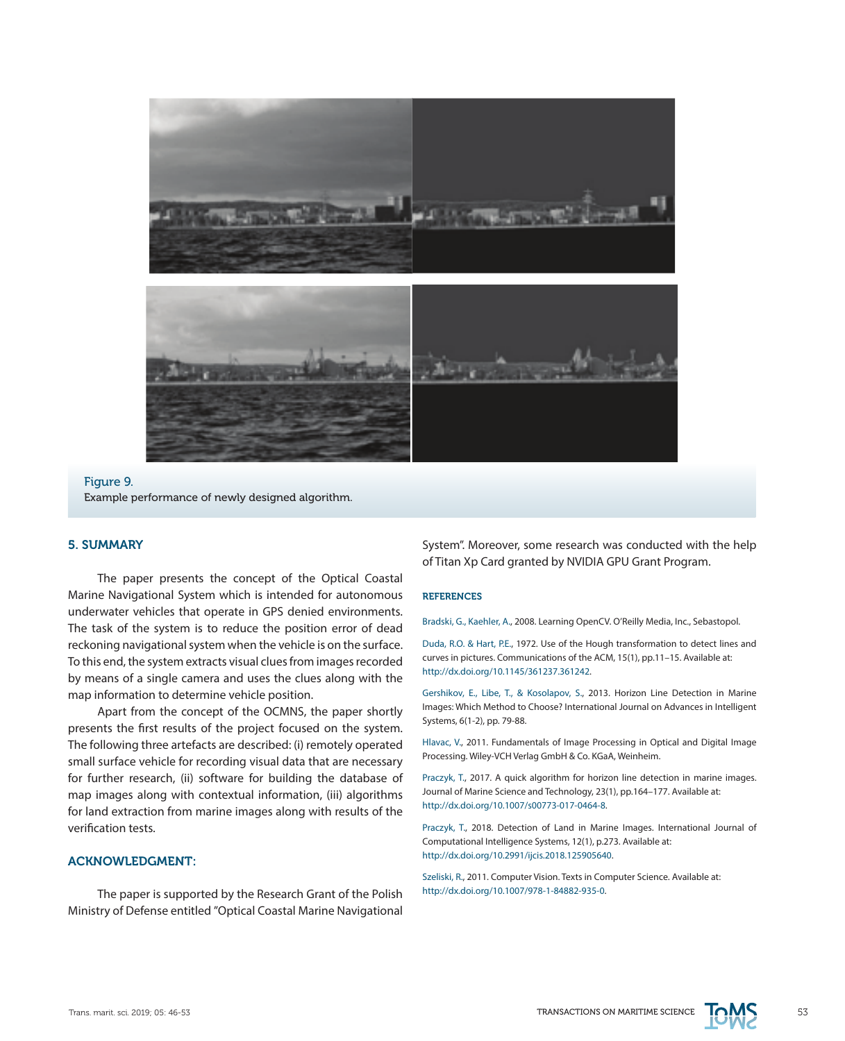Figure 9.
Example performance of newly designed algorithm.

## 5. SUMMARY

The paper presents the concept of the Optical Coastal Marine Navigational System which is intended for autonomous underwater vehicles that operate in GPS denied environments. The task of the system is to reduce the position error of dead reckoning navigational system when the vehicle is on the surface. To this end, the system extracts visual clues from images recorded by means of a single camera and uses the clues along with the map information to determine vehicle position.

Apart from the concept of the OCMNS, the paper shortly presents the first results of the project focused on the system. The following three artefacts are described: (i) remotely operated small surface vehicle for recording visual data that are necessary for further research, (ii) software for building the database of map images along with contextual information, (iii) algorithms for land extraction from marine images along with results of the verification tests.

## ACKNOWLEDGMENT:

The paper is supported by the Research Grant of the Polish Ministry of Defense entitled "Optical Coastal Marine Navigational System". Moreover, some research was conducted with the help of Titan Xp Card granted by NVIDIA GPU Grant Program.

## REFERENCES

Bradski, G., Kaehler, A., 2008. Learning OpenCV. O'Reilly Media, Inc., Sebastopol.

Duda, R.O. & Hart, P.E., 1972. Use of the Hough transformation to detect lines and curves in pictures. Communications of the ACM, 15(1), pp.11–15. Available at: http://dx.doi.org/10.1145/361237.361242.

Gershikov, E., Libe, T., & Kosolapov, S., 2013. Horizon Line Detection in Marine Images: Which Method to Choose? International Journal on Advances in Intelligent Systems, 6(1-2), pp. 79-88.

Hlavac, V., 2011. Fundamentals of Image Processing in Optical and Digital Image Processing. Wiley-VCH Verlag GmbH & Co. KGaA, Weinheim.

Praczyk, T., 2017. A quick algorithm for horizon line detection in marine images. Journal of Marine Science and Technology, 23(1), pp.164–177. Available at: http://dx.doi.org/10.1007/s00773-017-0464-8.

Praczyk, T., 2018. Detection of Land in Marine Images. International Journal of Computational Intelligence Systems, 12(1), p.273. Available at: http://dx.doi.org/10.2991/ijcis.2018.125905640.

Szeliski, R., 2011. Computer Vision. Texts in Computer Science. Available at: http://dx.doi.org/10.1007/978-1-84882-935-0.